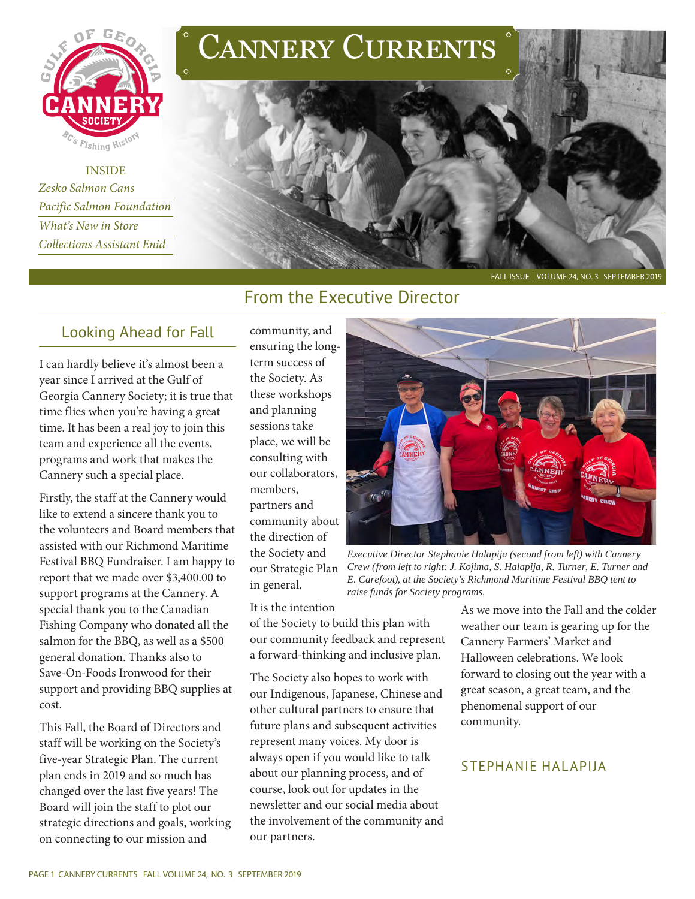# Cannery Currents

INSIDE

*Zesko Salmon Cans*

*Pacific Salmon Foundation*

*What's New in Store*

*Collections Assistant Enid*

FALL ISSUE | VOLUME 24, NO. 3 SEPTEMBER 2019

## From the Executive Director

### Looking Ahead for Fall

I can hardly believe it's almost been a year since I arrived at the Gulf of Georgia Cannery Society; it is true that time flies when you're having a great time. It has been a real joy to join this team and experience all the events, programs and work that makes the Cannery such a special place.

Firstly, the staff at the Cannery would like to extend a sincere thank you to the volunteers and Board members that assisted with our Richmond Maritime Festival BBQ Fundraiser. I am happy to report that we made over $3,400.00 to support programs at the Cannery. A special thank you to the Canadian Fishing Company who donated all the salmon for the BBQ, as well as a $500 general donation. Thanks also to Save-On-Foods Ironwood for their support and providing BBQ supplies at cost.

This Fall, the Board of Directors and staff will be working on the Society's five-year Strategic Plan. The current plan ends in 2019 and so much has changed over the last five years! The Board will join the staff to plot our strategic directions and goals, working on connecting to our mission and community, and ensuring the long-term success of the Society. As these workshops and planning sessions take place, we will be consulting with our collaborators, members, partners and community about the direction of the Society and our Strategic Plan in general.

*Executive Director Stephanie Halapija (second from left) with Cannery Crew (from left to right: J. Kojima, S. Halapija, R. Turner, E. Turner and E. Carefoot), at the Society's Richmond Maritime Festival BBQ tent to raise funds for Society programs.*

It is the intention of the Society to build this plan with our community feedback and represent a forward-thinking and inclusive plan.

The Society also hopes to work with our Indigenous, Japanese, Chinese and other cultural partners to ensure that future plans and subsequent activities represent many voices. My door is always open if you would like to talk about our planning process, and of course, look out for updates in the newsletter and our social media about the involvement of the community and our partners.

As we move into the Fall and the colder weather our team is gearing up for the Cannery Farmers' Market and Halloween celebrations. We look forward to closing out the year with a great season, a great team, and the phenomenal support of our community.

STEPHANIE HALAPIJA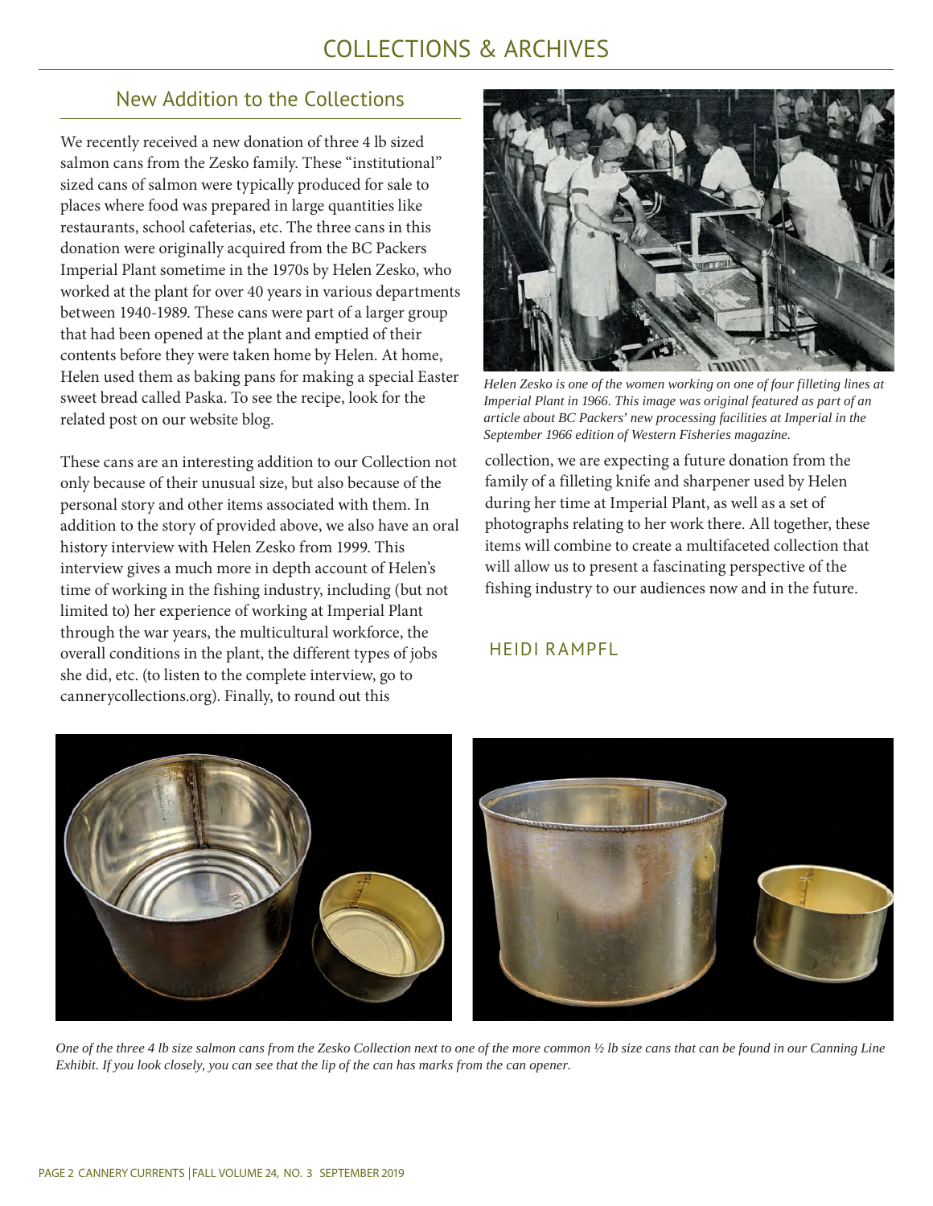# COLLECTIONS & ARCHIVES

## New Addition to the Collections

We recently received a new donation of three 4 lb sized salmon cans from the Zesko family. These "institutional" sized cans of salmon were typically produced for sale to places where food was prepared in large quantities like restaurants, school cafeterias, etc. The three cans in this donation were originally acquired from the BC Packers Imperial Plant sometime in the 1970s by Helen Zesko, who worked at the plant for over 40 years in various departments between 1940-1989. These cans were part of a larger group that had been opened at the plant and emptied of their contents before they were taken home by Helen. At home, Helen used them as baking pans for making a special Easter sweet bread called Paska. To see the recipe, look for the related post on our website blog.

These cans are an interesting addition to our Collection not only because of their unusual size, but also because of the personal story and other items associated with them. In addition to the story of provided above, we also have an oral history interview with Helen Zesko from 1999. This interview gives a much more in depth account of Helen's time of working in the fishing industry, including (but not limited to) her experience of working at Imperial Plant through the war years, the multicultural workforce, the overall conditions in the plant, the different types of jobs she did, etc. (to listen to the complete interview, go to cannerycollections.org). Finally, to round out this collection, we are expecting a future donation from the family of a filleting knife and sharpener used by Helen during her time at Imperial Plant, as well as a set of photographs relating to her work there. All together, these items will combine to create a multifaceted collection that will allow us to present a fascinating perspective of the fishing industry to our audiences now and in the future.

*Helen Zesko is one of the women working on one of four filleting lines at Imperial Plant in 1966. This image was original featured as part of an article about BC Packers' new processing facilities at Imperial in the September 1966 edition of Western Fisheries magazine.*

HEIDI RAMPFL

*One of the three 4 lb size salmon cans from the Zesko Collection next to one of the more common ½ lb size cans that can be found in our Canning Line Exhibit. If you look closely, you can see that the lip of the can has marks from the can opener.*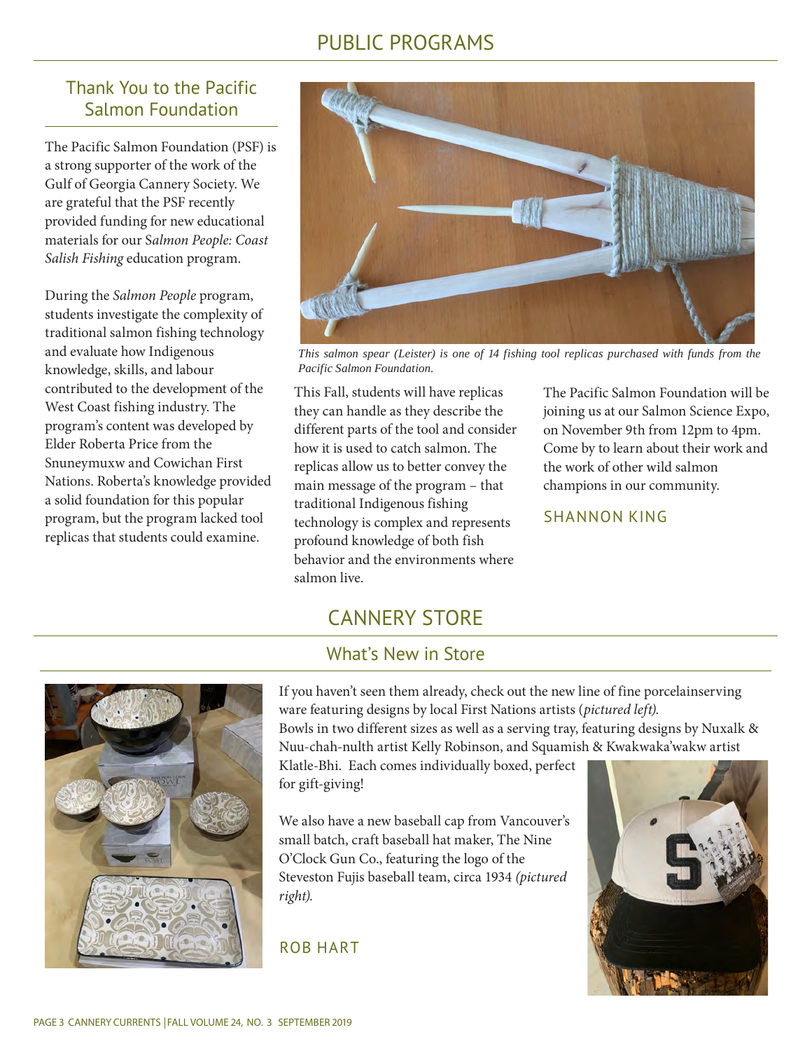# PUBLIC PROGRAMS

## Thank You to the Pacific Salmon Foundation

The Pacific Salmon Foundation (PSF) is a strong supporter of the work of the Gulf of Georgia Cannery Society. We are grateful that the PSF recently provided funding for new educational materials for our S*almon People: Coast Salish Fishing* education program.

During the *Salmon People* program, students investigate the complexity of traditional salmon fishing technology and evaluate how Indigenous knowledge, skills, and labour contributed to the development of the West Coast fishing industry. The program's content was developed by Elder Roberta Price from the Snuneymuxw and Cowichan First Nations. Roberta's knowledge provided a solid foundation for this popular program, but the program lacked tool replicas that students could examine.

*This salmon spear (Leister) is one of 14 fishing tool replicas purchased with funds from the Pacific Salmon Foundation.*

This Fall, students will have replicas they can handle as they describe the different parts of the tool and consider how it is used to catch salmon. The replicas allow us to better convey the main message of the program – that traditional Indigenous fishing technology is complex and represents profound knowledge of both fish behavior and the environments where salmon live.

The Pacific Salmon Foundation will be joining us at our Salmon Science Expo, on November 9th from 12pm to 4pm. Come by to learn about their work and the work of other wild salmon champions in our community.

SHANNON KING

# CANNERY STORE

## What's New in Store

If you haven't seen them already, check out the new line of fine porcelainserving ware featuring designs by local First Nations artists (*pictured left).* Bowls in two different sizes as well as a serving tray, featuring designs by Nuxalk & Nuu-chah-nulth artist Kelly Robinson, and Squamish & Kwakwaka'wakw artist Klatle-Bhi. Each comes individually boxed, perfect for gift-giving!

We also have a new baseball cap from Vancouver's small batch, craft baseball hat maker, The Nine O'Clock Gun Co., featuring the logo of the Steveston Fujis baseball team, circa 1934 *(pictured right).*

ROB HART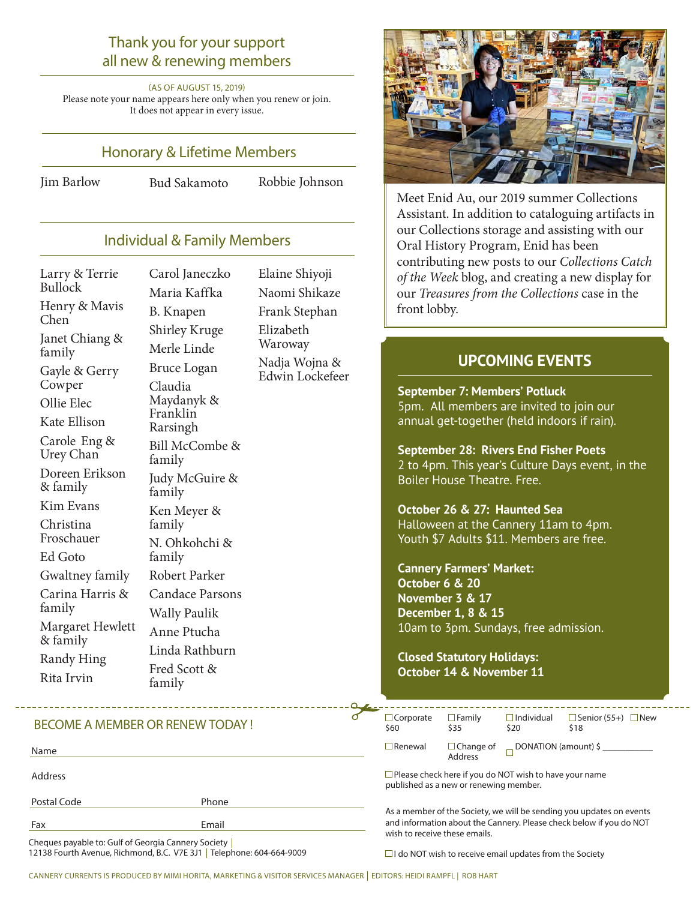## Thank you for your support all new & renewing members

(AS OF AUGUST 15, 2019)
Please note your name appears here only when you renew or join. It does not appear in every issue.

### Honorary & Lifetime Members

Jim Barlow
Bud Sakamoto
Robbie Johnson

### Individual & Family Members

Larry & Terrie Bullock
Henry & Mavis Chen
Janet Chiang & family
Gayle & Gerry Cowper
Ollie Elec
Kate Ellison
Carole Eng & Urey Chan
Doreen Erikson & family
Kim Evans
Christina Froschauer
Ed Goto
Gwaltney family
Carina Harris & family
Margaret Hewlett & family
Randy Hing
Rita Irvin
Carol Janeczko
Maria Kaffka
B. Knapen
Shirley Kruge
Merle Linde
Bruce Logan
Claudia Maydanyk & Franklin Rarsingh
Bill McCombe & family
Judy McGuire & family
Ken Meyer & family
N. Ohkohchi & family
Robert Parker
Candace Parsons
Wally Paulik
Anne Ptucha
Linda Rathburn
Fred Scott & family
Elaine Shiyoji
Naomi Shikaze
Frank Stephan
Elizabeth Waroway
Nadja Wojna & Edwin Lockefeer

Meet Enid Au, our 2019 summer Collections Assistant. In addition to cataloguing artifacts in our Collections storage and assisting with our Oral History Program, Enid has been contributing new posts to our *Collections Catch of the Week* blog, and creating a new display for our *Treasures from the Collections* case in the front lobby.

## UPCOMING EVENTS

**September 7: Members' Potluck**
5pm. All members are invited to join our annual get-together (held indoors if rain).

**September 28: Rivers End Fisher Poets**
2 to 4pm. This year's Culture Days event, in the Boiler House Theatre. Free.

**October 26 & 27: Haunted Sea**
Halloween at the Cannery 11am to 4pm. Youth $7 Adults $11. Members are free.

**Cannery Farmers' Market:**
**October 6 & 20**
**November 3 & 17**
**December 1, 8 & 15**
10am to 3pm. Sundays, free admission.

**Closed Statutory Holidays:**
**October 14 & November 11**

## BECOME A MEMBER OR RENEW TODAY !

Name
Address
Postal Code Phone
Fax Email

Cheques payable to: Gulf of Georgia Cannery Society | 12138 Fourth Avenue, Richmond, B.C. V7E 3J1 | Telephone: 604-664-9009

☐ Corporate $60 ☐ Family $35 ☐ Individual $20 ☐ Senior (55+) $18 ☐ New

☐ Renewal ☐ Change of Address ☐ DONATION (amount) $ ___________

☐ Please check here if you do NOT wish to have your name published as a new or renewing member.

As a member of the Society, we will be sending you updates on events and information about the Cannery. Please check below if you do NOT wish to receive these emails.

☐ I do NOT wish to receive email updates from the Society

CANNERY CURRENTS IS PRODUCED BY MIMI HORITA, MARKETING & VISITOR SERVICES MANAGER | EDITORS: HEIDI RAMPFL | ROB HART